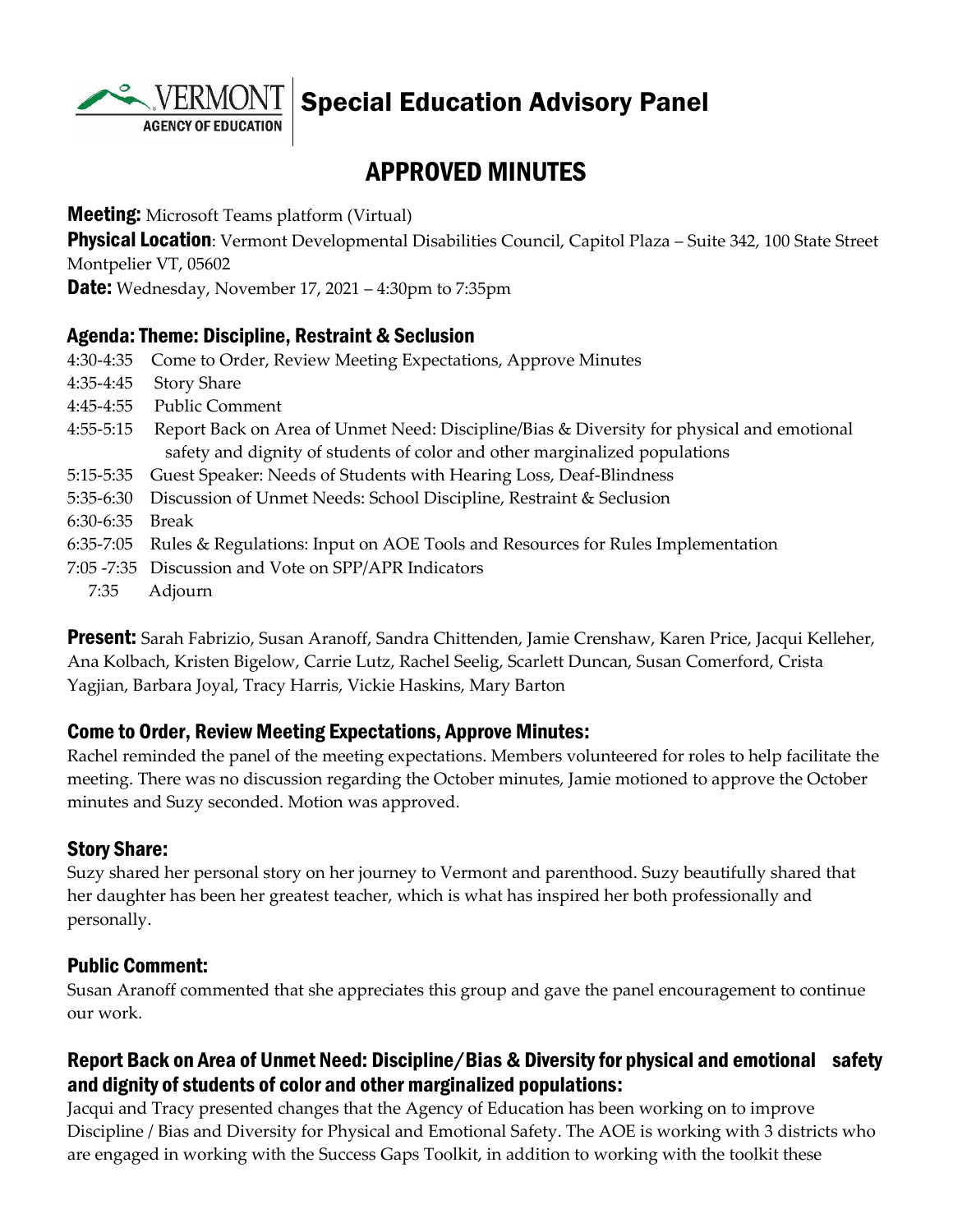# Special Education Advisory Panel

## APPROVED MINUTES

**Meeting:** Microsoft Teams platform (Virtual)
**Physical Location**: Vermont Developmental Disabilities Council, Capitol Plaza – Suite 342, 100 State Street Montpelier VT, 05602
**Date:** Wednesday, November 17, 2021 – 4:30pm to 7:35pm

### Agenda: Theme: Discipline, Restraint & Seclusion

- 4:30-4:35 Come to Order, Review Meeting Expectations, Approve Minutes
- 4:35-4:45 Story Share
- 4:45-4:55 Public Comment
- 4:55-5:15 Report Back on Area of Unmet Need: Discipline/Bias & Diversity for physical and emotional safety and dignity of students of color and other marginalized populations
- 5:15-5:35 Guest Speaker: Needs of Students with Hearing Loss, Deaf-Blindness
- 5:35-6:30 Discussion of Unmet Needs: School Discipline, Restraint & Seclusion
- 6:30-6:35 Break
- 6:35-7:05 Rules & Regulations: Input on AOE Tools and Resources for Rules Implementation
- 7:05 -7:35 Discussion and Vote on SPP/APR Indicators
- 7:35 Adjourn

**Present:** Sarah Fabrizio, Susan Aranoff, Sandra Chittenden, Jamie Crenshaw, Karen Price, Jacqui Kelleher, Ana Kolbach, Kristen Bigelow, Carrie Lutz, Rachel Seelig, Scarlett Duncan, Susan Comerford, Crista Yagjian, Barbara Joyal, Tracy Harris, Vickie Haskins, Mary Barton

### Come to Order, Review Meeting Expectations, Approve Minutes:

Rachel reminded the panel of the meeting expectations. Members volunteered for roles to help facilitate the meeting. There was no discussion regarding the October minutes, Jamie motioned to approve the October minutes and Suzy seconded. Motion was approved.

### Story Share:

Suzy shared her personal story on her journey to Vermont and parenthood. Suzy beautifully shared that her daughter has been her greatest teacher, which is what has inspired her both professionally and personally.

### Public Comment:

Susan Aranoff commented that she appreciates this group and gave the panel encouragement to continue our work.

### Report Back on Area of Unmet Need: Discipline/Bias & Diversity for physical and emotional safety and dignity of students of color and other marginalized populations:

Jacqui and Tracy presented changes that the Agency of Education has been working on to improve Discipline / Bias and Diversity for Physical and Emotional Safety. The AOE is working with 3 districts who are engaged in working with the Success Gaps Toolkit, in addition to working with the toolkit these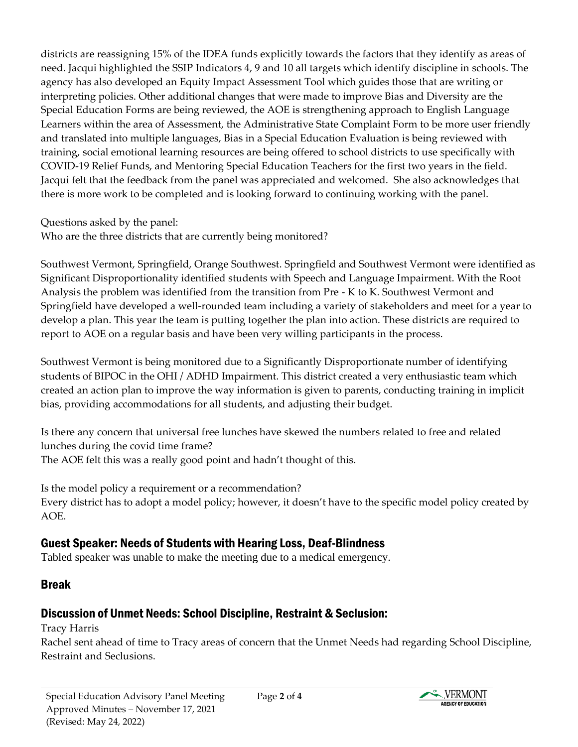districts are reassigning 15% of the IDEA funds explicitly towards the factors that they identify as areas of need. Jacqui highlighted the SSIP Indicators 4, 9 and 10 all targets which identify discipline in schools. The agency has also developed an Equity Impact Assessment Tool which guides those that are writing or interpreting policies. Other additional changes that were made to improve Bias and Diversity are the Special Education Forms are being reviewed, the AOE is strengthening approach to English Language Learners within the area of Assessment, the Administrative State Complaint Form to be more user friendly and translated into multiple languages, Bias in a Special Education Evaluation is being reviewed with training, social emotional learning resources are being offered to school districts to use specifically with COVID-19 Relief Funds, and Mentoring Special Education Teachers for the first two years in the field. Jacqui felt that the feedback from the panel was appreciated and welcomed. She also acknowledges that there is more work to be completed and is looking forward to continuing working with the panel.

Questions asked by the panel:
Who are the three districts that are currently being monitored?

Southwest Vermont, Springfield, Orange Southwest. Springfield and Southwest Vermont were identified as Significant Disproportionality identified students with Speech and Language Impairment. With the Root Analysis the problem was identified from the transition from Pre - K to K. Southwest Vermont and Springfield have developed a well-rounded team including a variety of stakeholders and meet for a year to develop a plan. This year the team is putting together the plan into action. These districts are required to report to AOE on a regular basis and have been very willing participants in the process.

Southwest Vermont is being monitored due to a Significantly Disproportionate number of identifying students of BIPOC in the OHI / ADHD Impairment. This district created a very enthusiastic team which created an action plan to improve the way information is given to parents, conducting training in implicit bias, providing accommodations for all students, and adjusting their budget.

Is there any concern that universal free lunches have skewed the numbers related to free and related lunches during the covid time frame?
The AOE felt this was a really good point and hadn't thought of this.

Is the model policy a requirement or a recommendation?
Every district has to adopt a model policy; however, it doesn't have to the specific model policy created by AOE.

## Guest Speaker: Needs of Students with Hearing Loss, Deaf-Blindness

Tabled speaker was unable to make the meeting due to a medical emergency.

## Break

## Discussion of Unmet Needs: School Discipline, Restraint & Seclusion:

Tracy Harris
Rachel sent ahead of time to Tracy areas of concern that the Unmet Needs had regarding School Discipline, Restraint and Seclusions.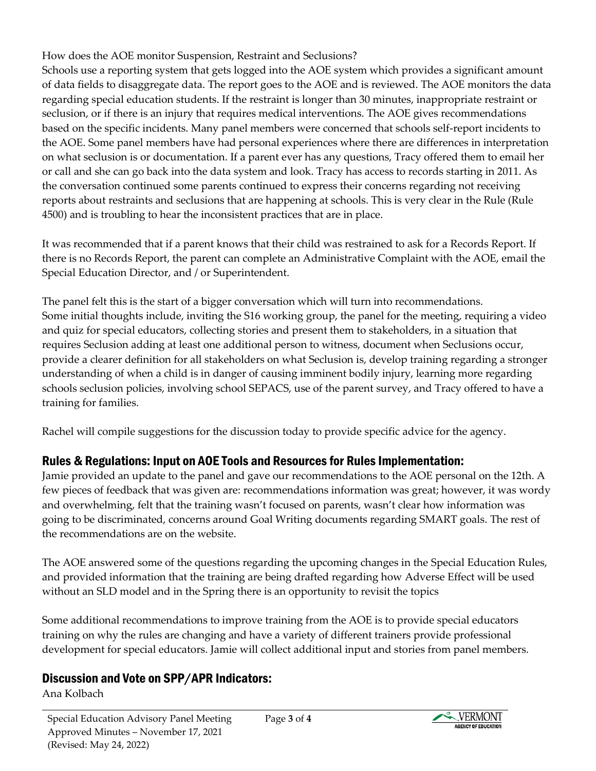How does the AOE monitor Suspension, Restraint and Seclusions?
Schools use a reporting system that gets logged into the AOE system which provides a significant amount of data fields to disaggregate data. The report goes to the AOE and is reviewed. The AOE monitors the data regarding special education students. If the restraint is longer than 30 minutes, inappropriate restraint or seclusion, or if there is an injury that requires medical interventions. The AOE gives recommendations based on the specific incidents. Many panel members were concerned that schools self-report incidents to the AOE. Some panel members have had personal experiences where there are differences in interpretation on what seclusion is or documentation. If a parent ever has any questions, Tracy offered them to email her or call and she can go back into the data system and look. Tracy has access to records starting in 2011. As the conversation continued some parents continued to express their concerns regarding not receiving reports about restraints and seclusions that are happening at schools. This is very clear in the Rule (Rule 4500) and is troubling to hear the inconsistent practices that are in place.

It was recommended that if a parent knows that their child was restrained to ask for a Records Report. If there is no Records Report, the parent can complete an Administrative Complaint with the AOE, email the Special Education Director, and / or Superintendent.

The panel felt this is the start of a bigger conversation which will turn into recommendations. Some initial thoughts include, inviting the S16 working group, the panel for the meeting, requiring a video and quiz for special educators, collecting stories and present them to stakeholders, in a situation that requires Seclusion adding at least one additional person to witness, document when Seclusions occur, provide a clearer definition for all stakeholders on what Seclusion is, develop training regarding a stronger understanding of when a child is in danger of causing imminent bodily injury, learning more regarding schools seclusion policies, involving school SEPACS, use of the parent survey, and Tracy offered to have a training for families.

Rachel will compile suggestions for the discussion today to provide specific advice for the agency.

## Rules & Regulations: Input on AOE Tools and Resources for Rules Implementation:

Jamie provided an update to the panel and gave our recommendations to the AOE personal on the 12th. A few pieces of feedback that was given are: recommendations information was great; however, it was wordy and overwhelming, felt that the training wasn't focused on parents, wasn't clear how information was going to be discriminated, concerns around Goal Writing documents regarding SMART goals. The rest of the recommendations are on the website.

The AOE answered some of the questions regarding the upcoming changes in the Special Education Rules, and provided information that the training are being drafted regarding how Adverse Effect will be used without an SLD model and in the Spring there is an opportunity to revisit the topics

Some additional recommendations to improve training from the AOE is to provide special educators training on why the rules are changing and have a variety of different trainers provide professional development for special educators. Jamie will collect additional input and stories from panel members.

## Discussion and Vote on SPP/APR Indicators:

Ana Kolbach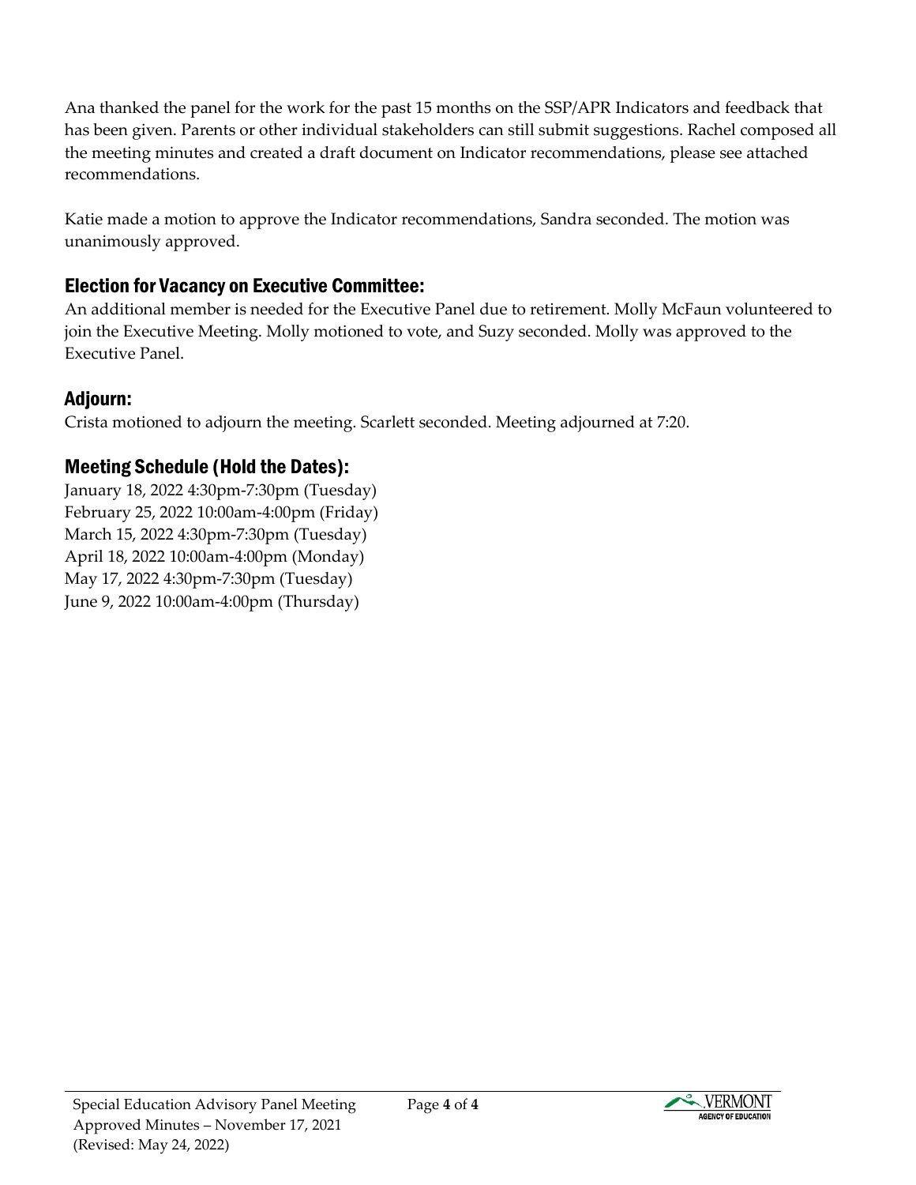Ana thanked the panel for the work for the past 15 months on the SSP/APR Indicators and feedback that has been given. Parents or other individual stakeholders can still submit suggestions. Rachel composed all the meeting minutes and created a draft document on Indicator recommendations, please see attached recommendations.

Katie made a motion to approve the Indicator recommendations, Sandra seconded. The motion was unanimously approved.

## Election for Vacancy on Executive Committee:

An additional member is needed for the Executive Panel due to retirement. Molly McFaun volunteered to join the Executive Meeting. Molly motioned to vote, and Suzy seconded. Molly was approved to the Executive Panel.

## Adjourn:

Crista motioned to adjourn the meeting. Scarlett seconded. Meeting adjourned at 7:20.

## Meeting Schedule (Hold the Dates):

January 18, 2022 4:30pm-7:30pm (Tuesday)
February 25, 2022 10:00am-4:00pm (Friday)
March 15, 2022 4:30pm-7:30pm (Tuesday)
April 18, 2022 10:00am-4:00pm (Monday)
May 17, 2022 4:30pm-7:30pm (Tuesday)
June 9, 2022 10:00am-4:00pm (Thursday)